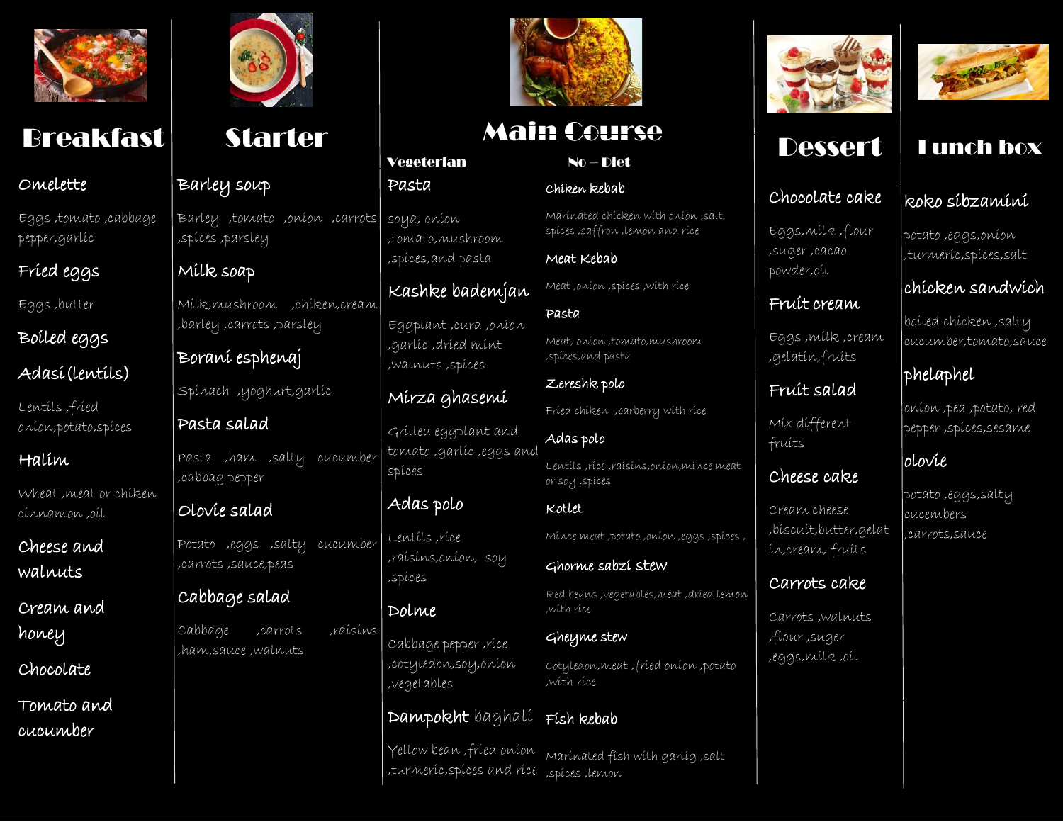# Breakfast

**Omelette**

Eggs ,tomato ,cabbage pepper,garlic

**Fried eggs**

Eggs ,butter

**Boiled eggs**

**Adasi (lentils)**

Lentils ,fried onion,potato,spices

**Halim**

Wheat ,meat or chiken cinnamon ,oil

**Cheese and walnuts**

**Cream and honey**

**Chocolate**

**Tomato and cucumber**

# Starter

**Barley soup**

Barley ,tomato ,onion ,carrots ,spices ,parsley

**Milk soap**

Milk,mushroom ,chiken,cream ,barley ,carrots ,parsley

**Borani esphenaj**

Spinach ,yoghurt,garlic

**Pasta salad**

Pasta ,ham ,salty cucumber ,cabbag pepper

**Olovie salad**

Potato ,eggs ,salty cucumber ,carrots ,sauce,peas

**Cabbage salad**

Cabbage ,carrots ,raisins ,ham,sauce ,walnuts

# Main Course

## Vegeterian

**Pasta**

soya, onion ,tomato,mushroom ,spices,and pasta

**Kashke bademjan**

Eggplant ,curd ,onion ,garlic ,dried mint ,walnuts ,spices

**Mirza ghasemi**

Grilled eggplant and tomato ,garlic ,eggs and spices

**Adas polo**

Lentils ,rice ,raisins,onion, soy ,spices

**Dolme**

Cabbage pepper ,rice ,cotyledon,soy,onion ,vegetables

**Dampokht baghali**

Yellow bean ,fried onion ,turmeric,spices and rice

## No – Diet

**Chiken kebab**

Marinated chicken with onion ,salt, spices ,saffron ,lemon and rice

**Meat Kebab**

Meat ,onion ,spices ,with rice

**Pasta**

Meat, onion ,tomato,mushroom ,spices,and pasta

**Zereshk polo**

Fried chiken ,barberry with rice

**Adas polo**

Lentils ,rice ,raisins,onion,mince meat or soy ,spices

**Kotlet**

Mince meat ,potato ,onion ,eggs ,spices ,

**Ghorme sabzi stew**

Red beans ,vegetables,meat ,dried lemon ,with rice

**Gheyme stew**

Cotyledon,meat ,fried onion ,potato ,with rice

**Fish kebab**

Marinated fish with garlig ,salt ,spices ,lemon

# Dessert

**Chocolate cake**

Eggs,milk ,flour ,suger ,cacao powder,oil

**Fruit cream**

Eggs ,milk ,cream ,gelatin,fruits

**Fruit salad**

Mix different fruits

**Cheese cake**

Cream cheese ,biscuit,butter,gelatin,cream, fruits

**Carrots cake**

Carrots ,walnuts ,flour ,suger ,eggs,milk ,oil

# Lunch box

**koko sibzamini**

potato ,eggs,onion ,turmeric,spices,salt

**chicken sandwich**

boiled chicken ,salty cucumber,tomato,sauce

**phelaphel**

onion ,pea ,potato, red pepper ,spices,sesame

**olovie**

potato ,eggs,salty cucembers ,carrots,sauce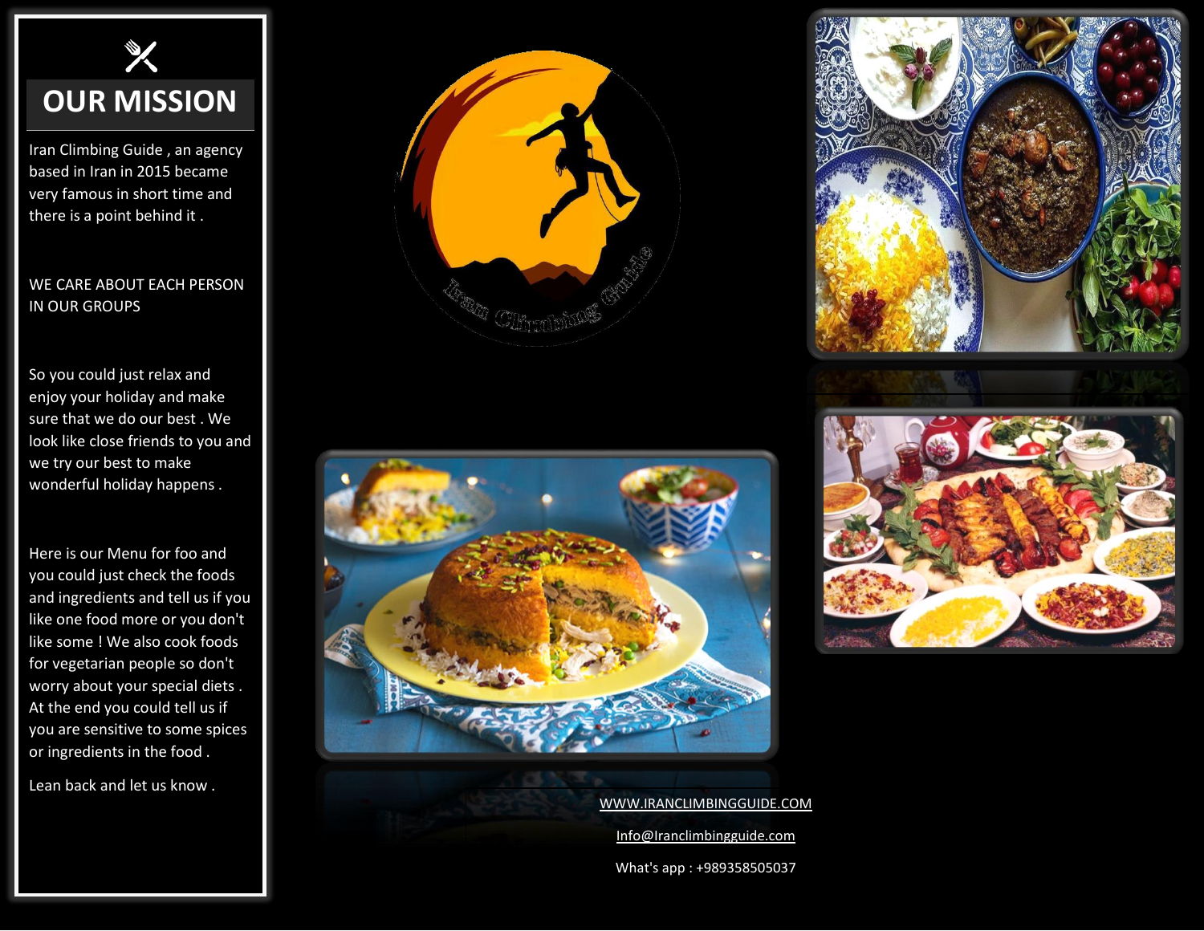# OUR MISSION

Iran Climbing Guide , an agency based in Iran in 2015 became very famous in short time and there is a point behind it .

WE CARE ABOUT EACH PERSON IN OUR GROUPS

So you could just relax and enjoy your holiday and make sure that we do our best . We look like close friends to you and we try our best to make wonderful holiday happens .

Here is our Menu for foo and you could just check the foods and ingredients and tell us if you like one food more or you don't like some ! We also cook foods for vegetarian people so don't worry about your special diets . At the end you could tell us if you are sensitive to some spices or ingredients in the food .

Lean back and let us know .

Iran Climbing Guide

WWW.IRANCLIMBINGGUIDE.COM

Info@Iranclimbingguide.com

What's app : +989358505037